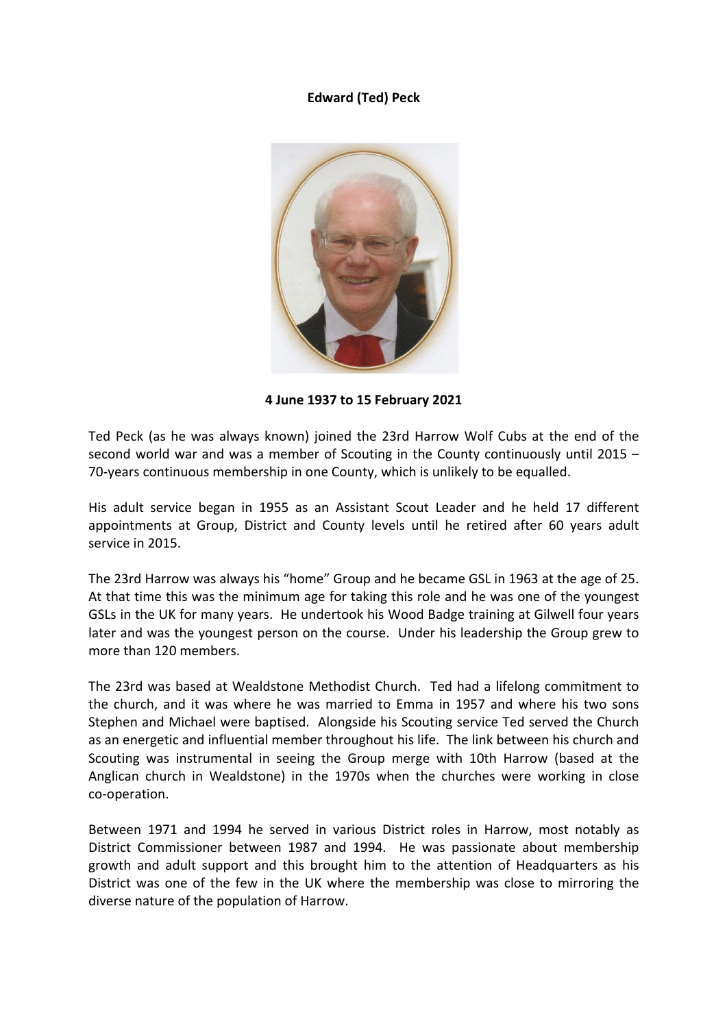**Edward (Ted) Peck**

**4 June 1937 to 15 February 2021**

Ted Peck (as he was always known) joined the 23rd Harrow Wolf Cubs at the end of the second world war and was a member of Scouting in the County continuously until 2015 – 70-years continuous membership in one County, which is unlikely to be equalled.

His adult service began in 1955 as an Assistant Scout Leader and he held 17 different appointments at Group, District and County levels until he retired after 60 years adult service in 2015.

The 23rd Harrow was always his "home" Group and he became GSL in 1963 at the age of 25. At that time this was the minimum age for taking this role and he was one of the youngest GSLs in the UK for many years. He undertook his Wood Badge training at Gilwell four years later and was the youngest person on the course. Under his leadership the Group grew to more than 120 members.

The 23rd was based at Wealdstone Methodist Church. Ted had a lifelong commitment to the church, and it was where he was married to Emma in 1957 and where his two sons Stephen and Michael were baptised. Alongside his Scouting service Ted served the Church as an energetic and influential member throughout his life. The link between his church and Scouting was instrumental in seeing the Group merge with 10th Harrow (based at the Anglican church in Wealdstone) in the 1970s when the churches were working in close co-operation.

Between 1971 and 1994 he served in various District roles in Harrow, most notably as District Commissioner between 1987 and 1994. He was passionate about membership growth and adult support and this brought him to the attention of Headquarters as his District was one of the few in the UK where the membership was close to mirroring the diverse nature of the population of Harrow.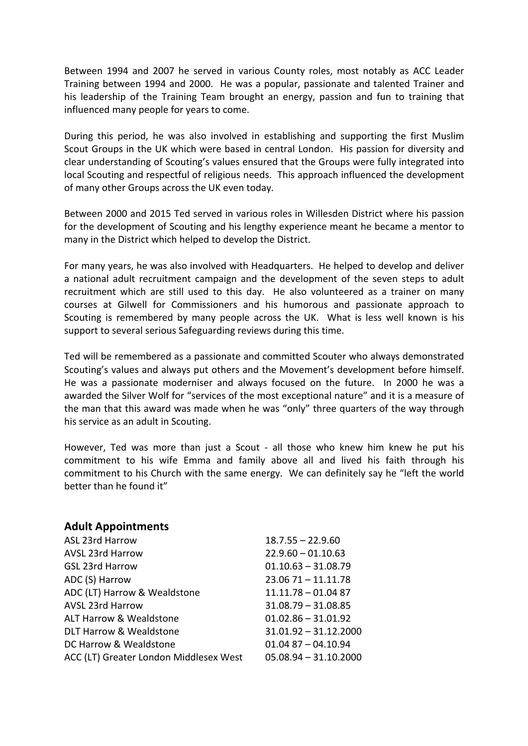Between 1994 and 2007 he served in various County roles, most notably as ACC Leader Training between 1994 and 2000. He was a popular, passionate and talented Trainer and his leadership of the Training Team brought an energy, passion and fun to training that influenced many people for years to come.

During this period, he was also involved in establishing and supporting the first Muslim Scout Groups in the UK which were based in central London. His passion for diversity and clear understanding of Scouting's values ensured that the Groups were fully integrated into local Scouting and respectful of religious needs. This approach influenced the development of many other Groups across the UK even today.

Between 2000 and 2015 Ted served in various roles in Willesden District where his passion for the development of Scouting and his lengthy experience meant he became a mentor to many in the District which helped to develop the District.

For many years, he was also involved with Headquarters. He helped to develop and deliver a national adult recruitment campaign and the development of the seven steps to adult recruitment which are still used to this day. He also volunteered as a trainer on many courses at Gilwell for Commissioners and his humorous and passionate approach to Scouting is remembered by many people across the UK. What is less well known is his support to several serious Safeguarding reviews during this time.

Ted will be remembered as a passionate and committed Scouter who always demonstrated Scouting's values and always put others and the Movement's development before himself. He was a passionate moderniser and always focused on the future. In 2000 he was a awarded the Silver Wolf for "services of the most exceptional nature" and it is a measure of the man that this award was made when he was "only" three quarters of the way through his service as an adult in Scouting.

However, Ted was more than just a Scout - all those who knew him knew he put his commitment to his wife Emma and family above all and lived his faith through his commitment to his Church with the same energy. We can definitely say he "left the world better than he found it"

## Adult Appointments

| | |
|---|---|
| ASL 23rd Harrow | 18.7.55 – 22.9.60 |
| AVSL 23rd Harrow | 22.9.60 – 01.10.63 |
| GSL 23rd Harrow | 01.10.63 – 31.08.79 |
| ADC (S) Harrow | 23.06 71 – 11.11.78 |
| ADC (LT) Harrow & Wealdstone | 11.11.78 – 01.04 87 |
| AVSL 23rd Harrow | 31.08.79 – 31.08.85 |
| ALT Harrow & Wealdstone | 01.02.86 – 31.01.92 |
| DLT Harrow & Wealdstone | 31.01.92 – 31.12.2000 |
| DC Harrow & Wealdstone | 01.04 87 – 04.10.94 |
| ACC (LT) Greater London Middlesex West | 05.08.94 – 31.10.2000 |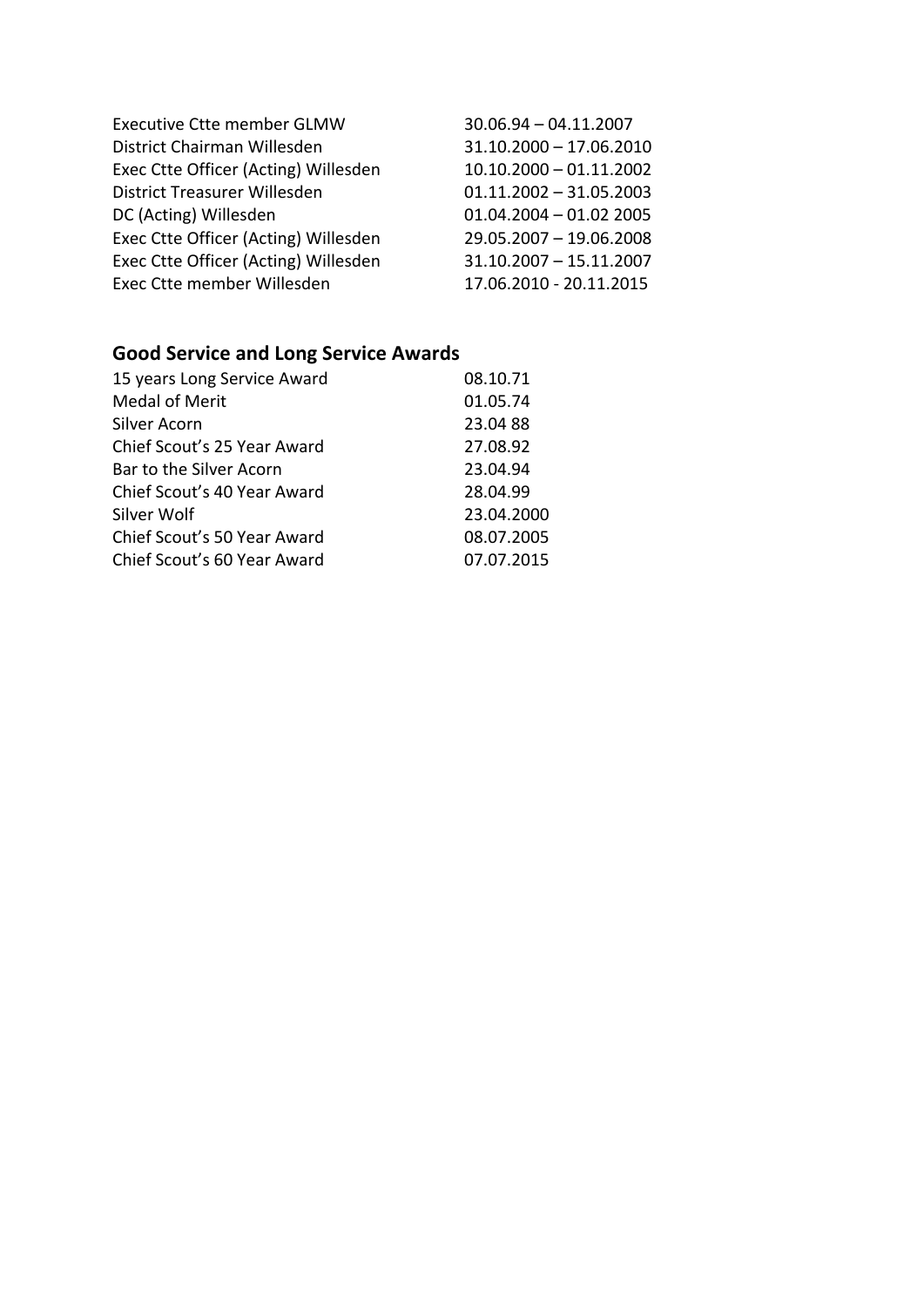| | |
|---|---|
| Executive Ctte member GLMW | 30.06.94 – 04.11.2007 |
| District Chairman Willesden | 31.10.2000 – 17.06.2010 |
| Exec Ctte Officer (Acting) Willesden | 10.10.2000 – 01.11.2002 |
| District Treasurer Willesden | 01.11.2002 – 31.05.2003 |
| DC (Acting) Willesden | 01.04.2004 – 01.02 2005 |
| Exec Ctte Officer (Acting) Willesden | 29.05.2007 – 19.06.2008 |
| Exec Ctte Officer (Acting) Willesden | 31.10.2007 – 15.11.2007 |
| Exec Ctte member Willesden | 17.06.2010 - 20.11.2015 |

## Good Service and Long Service Awards

| | |
|---|---|
| 15 years Long Service Award | 08.10.71 |
| Medal of Merit | 01.05.74 |
| Silver Acorn | 23.04 88 |
| Chief Scout's 25 Year Award | 27.08.92 |
| Bar to the Silver Acorn | 23.04.94 |
| Chief Scout's 40 Year Award | 28.04.99 |
| Silver Wolf | 23.04.2000 |
| Chief Scout's 50 Year Award | 08.07.2005 |
| Chief Scout's 60 Year Award | 07.07.2015 |